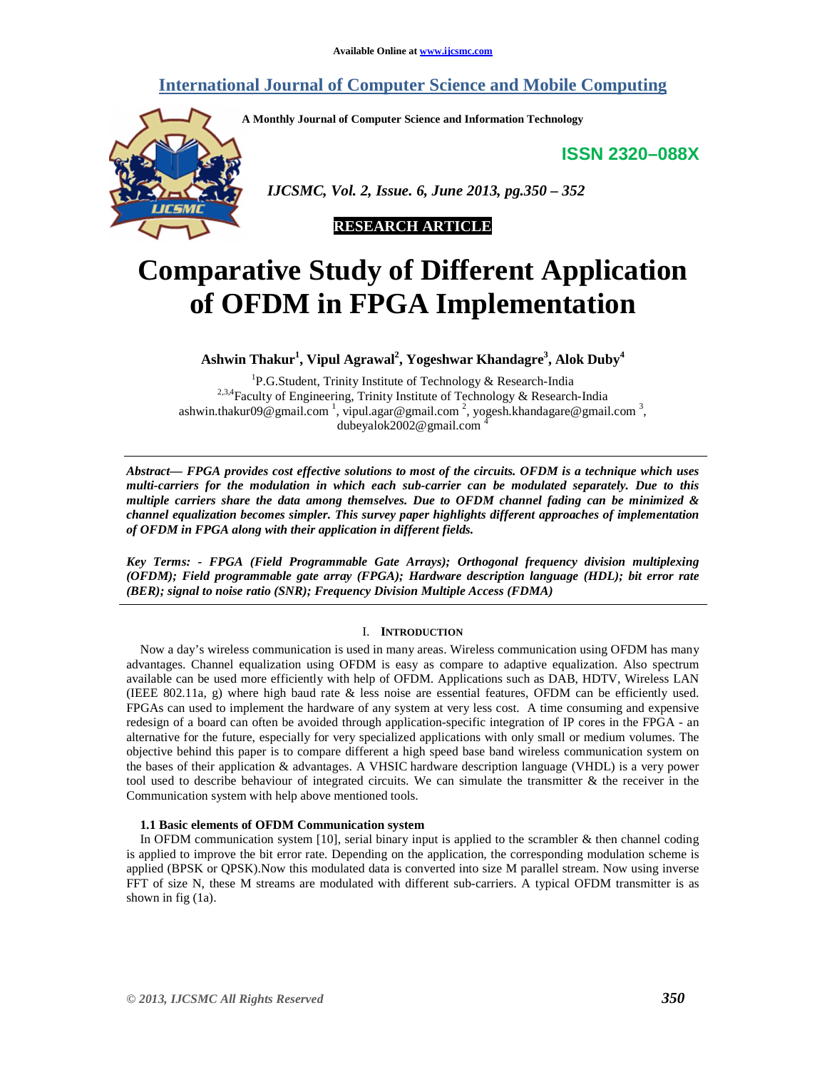Available Online at www.ijcsmc.com

# International Journal of Computer Science and Mobile Computing

A Monthly Journal of Computer Science and Information Technology

**ISSN 2320–088X**

**RESEARCH ARTICLE**

# Comparative Study of Different Application of OFDM in FPGA Implementation

**Ashwin Thakur[1], Vipul Agrawal[2], Yogeshwar Khandagre[3], Alok Duby[4]**

[1]P.G.Student, Trinity Institute of Technology & Research-India
[2,3,4]Faculty of Engineering, Trinity Institute of Technology & Research-India
ashwin.thakur09@gmail.com [1], vipul.agar@gmail.com [2], yogesh.khandagare@gmail.com [3], dubeyalok2002@gmail.com [4]

***Abstract***— ***FPGA provides cost effective solutions to most of the circuits. OFDM is a technique which uses multi-carriers for the modulation in which each sub-carrier can be modulated separately. Due to this multiple carriers share the data among themselves. Due to OFDM channel fading can be minimized & channel equalization becomes simpler. This survey paper highlights different approaches of implementation of OFDM in FPGA along with their application in different fields.***

***Key Terms: - FPGA (Field Programmable Gate Arrays); Orthogonal frequency division multiplexing (OFDM); Field programmable gate array (FPGA); Hardware description language (HDL); bit error rate (BER); signal to noise ratio (SNR); Frequency Division Multiple Access (FDMA)***

## I. Introduction

Now a day's wireless communication is used in many areas. Wireless communication using OFDM has many advantages. Channel equalization using OFDM is easy as compare to adaptive equalization. Also spectrum available can be used more efficiently with help of OFDM. Applications such as DAB, HDTV, Wireless LAN (IEEE 802.11a, g) where high baud rate & less noise are essential features, OFDM can be efficiently used. FPGAs can used to implement the hardware of any system at very less cost. A time consuming and expensive redesign of a board can often be avoided through application-specific integration of IP cores in the FPGA - an alternative for the future, especially for very specialized applications with only small or medium volumes. The objective behind this paper is to compare different a high speed base band wireless communication system on the bases of their application & advantages. A VHSIC hardware description language (VHDL) is a very power tool used to describe behaviour of integrated circuits. We can simulate the transmitter & the receiver in the Communication system with help above mentioned tools.

### 1.1 Basic elements of OFDM Communication system

In OFDM communication system [10], serial binary input is applied to the scrambler & then channel coding is applied to improve the bit error rate. Depending on the application, the corresponding modulation scheme is applied (BPSK or QPSK).Now this modulated data is converted into size M parallel stream. Now using inverse FFT of size N, these M streams are modulated with different sub-carriers. A typical OFDM transmitter is as shown in fig (1a).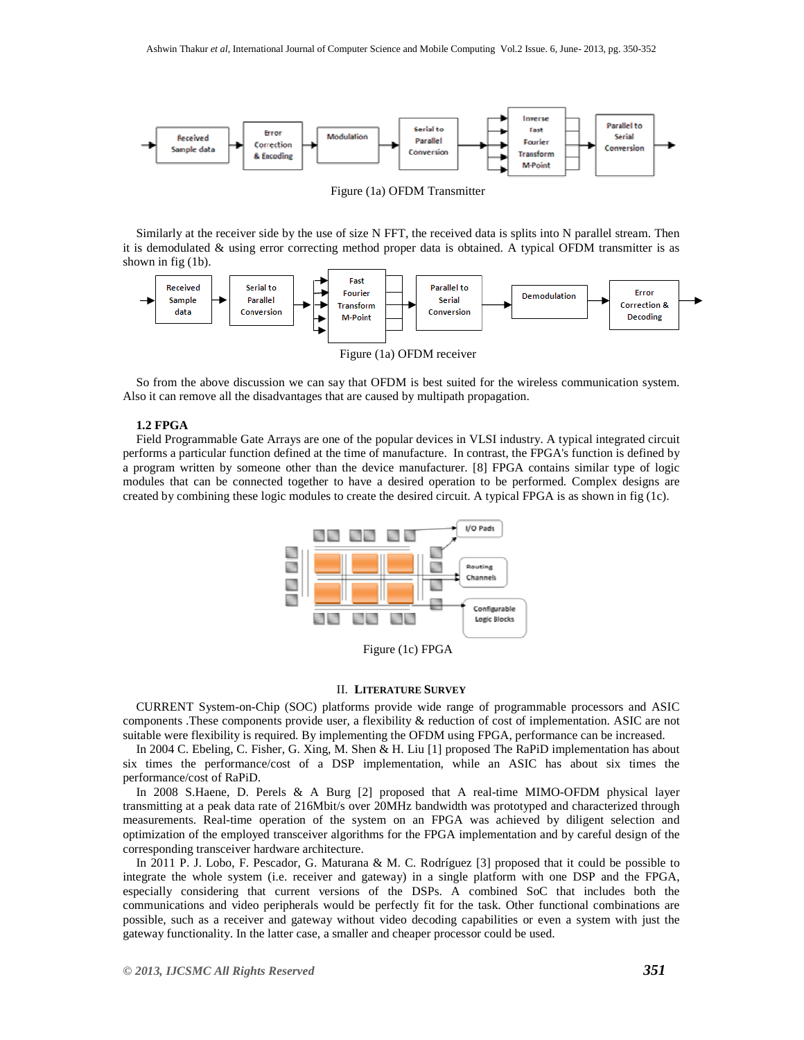Figure (1a) OFDM Transmitter

Similarly at the receiver side by the use of size N FFT, the received data is splits into N parallel stream. Then it is demodulated & using error correcting method proper data is obtained. A typical OFDM transmitter is as shown in fig (1b).

Figure (1a) OFDM receiver

So from the above discussion we can say that OFDM is best suited for the wireless communication system. Also it can remove all the disadvantages that are caused by multipath propagation.

### 1.2 FPGA

Field Programmable Gate Arrays are one of the popular devices in VLSI industry. A typical integrated circuit performs a particular function defined at the time of manufacture. In contrast, the FPGA's function is defined by a program written by someone other than the device manufacturer. [8] FPGA contains similar type of logic modules that can be connected together to have a desired operation to be performed. Complex designs are created by combining these logic modules to create the desired circuit. A typical FPGA is as shown in fig (1c).

Figure (1c) FPGA

## II. Literature Survey

CURRENT System-on-Chip (SOC) platforms provide wide range of programmable processors and ASIC components .These components provide user, a flexibility & reduction of cost of implementation. ASIC are not suitable were flexibility is required. By implementing the OFDM using FPGA, performance can be increased.

In 2004 C. Ebeling, C. Fisher, G. Xing, M. Shen & H. Liu [1] proposed The RaPiD implementation has about six times the performance/cost of a DSP implementation, while an ASIC has about six times the performance/cost of RaPiD.

In 2008 S.Haene, D. Perels & A Burg [2] proposed that A real-time MIMO-OFDM physical layer transmitting at a peak data rate of 216Mbit/s over 20MHz bandwidth was prototyped and characterized through measurements. Real-time operation of the system on an FPGA was achieved by diligent selection and optimization of the employed transceiver algorithms for the FPGA implementation and by careful design of the corresponding transceiver hardware architecture.

In 2011 P. J. Lobo, F. Pescador, G. Maturana & M. C. Rodríguez [3] proposed that it could be possible to integrate the whole system (i.e. receiver and gateway) in a single platform with one DSP and the FPGA, especially considering that current versions of the DSPs. A combined SoC that includes both the communications and video peripherals would be perfectly fit for the task. Other functional combinations are possible, such as a receiver and gateway without video decoding capabilities or even a system with just the gateway functionality. In the latter case, a smaller and cheaper processor could be used.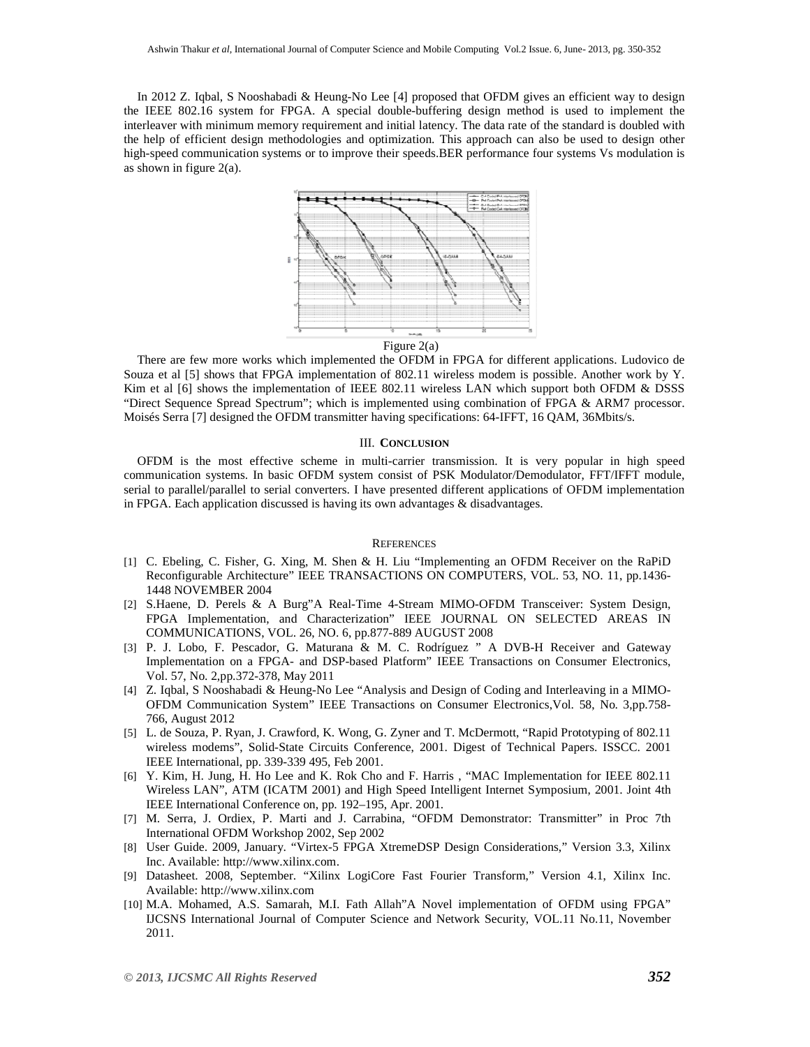In 2012 Z. Iqbal, S Nooshabadi & Heung-No Lee [4] proposed that OFDM gives an efficient way to design the IEEE 802.16 system for FPGA. A special double-buffering design method is used to implement the interleaver with minimum memory requirement and initial latency. The data rate of the standard is doubled with the help of efficient design methodologies and optimization. This approach can also be used to design other high-speed communication systems or to improve their speeds.BER performance four systems Vs modulation is as shown in figure 2(a).

BPSK

QPSK

16-QAM

64-QAM

Figure 2(a)

There are few more works which implemented the OFDM in FPGA for different applications. Ludovico de Souza et al [5] shows that FPGA implementation of 802.11 wireless modem is possible. Another work by Y. Kim et al [6] shows the implementation of IEEE 802.11 wireless LAN which support both OFDM & DSSS "Direct Sequence Spread Spectrum"; which is implemented using combination of FPGA & ARM7 processor. Moisés Serra [7] designed the OFDM transmitter having specifications: 64-IFFT, 16 QAM, 36Mbits/s.

## III. Conclusion

OFDM is the most effective scheme in multi-carrier transmission. It is very popular in high speed communication systems. In basic OFDM system consist of PSK Modulator/Demodulator, FFT/IFFT module, serial to parallel/parallel to serial converters. I have presented different applications of OFDM implementation in FPGA. Each application discussed is having its own advantages & disadvantages.

## References

[1] C. Ebeling, C. Fisher, G. Xing, M. Shen & H. Liu "Implementing an OFDM Receiver on the RaPiD Reconfigurable Architecture" IEEE TRANSACTIONS ON COMPUTERS, VOL. 53, NO. 11, pp.1436-1448 NOVEMBER 2004

[2] S.Haene, D. Perels & A Burg"A Real-Time 4-Stream MIMO-OFDM Transceiver: System Design, FPGA Implementation, and Characterization" IEEE JOURNAL ON SELECTED AREAS IN COMMUNICATIONS, VOL. 26, NO. 6, pp.877-889 AUGUST 2008

[3] P. J. Lobo, F. Pescador, G. Maturana & M. C. Rodríguez " A DVB-H Receiver and Gateway Implementation on a FPGA- and DSP-based Platform" IEEE Transactions on Consumer Electronics, Vol. 57, No. 2,pp.372-378, May 2011

[4] Z. Iqbal, S Nooshabadi & Heung-No Lee "Analysis and Design of Coding and Interleaving in a MIMO-OFDM Communication System" IEEE Transactions on Consumer Electronics,Vol. 58, No. 3,pp.758-766, August 2012

[5] L. de Souza, P. Ryan, J. Crawford, K. Wong, G. Zyner and T. McDermott, "Rapid Prototyping of 802.11 wireless modems", Solid-State Circuits Conference, 2001. Digest of Technical Papers. ISSCC. 2001 IEEE International, pp. 339-339 495, Feb 2001.

[6] Y. Kim, H. Jung, H. Ho Lee and K. Rok Cho and F. Harris , "MAC Implementation for IEEE 802.11 Wireless LAN", ATM (ICATM 2001) and High Speed Intelligent Internet Symposium, 2001. Joint 4th IEEE International Conference on, pp. 192–195, Apr. 2001.

[7] M. Serra, J. Ordiex, P. Marti and J. Carrabina, "OFDM Demonstrator: Transmitter" in Proc 7th International OFDM Workshop 2002, Sep 2002

[8] User Guide. 2009, January. "Virtex-5 FPGA XtremeDSP Design Considerations," Version 3.3, Xilinx Inc. Available: http://www.xilinx.com.

[9] Datasheet. 2008, September. "Xilinx LogiCore Fast Fourier Transform," Version 4.1, Xilinx Inc. Available: http://www.xilinx.com

[10] M.A. Mohamed, A.S. Samarah, M.I. Fath Allah"A Novel implementation of OFDM using FPGA" IJCSNS International Journal of Computer Science and Network Security, VOL.11 No.11, November 2011.